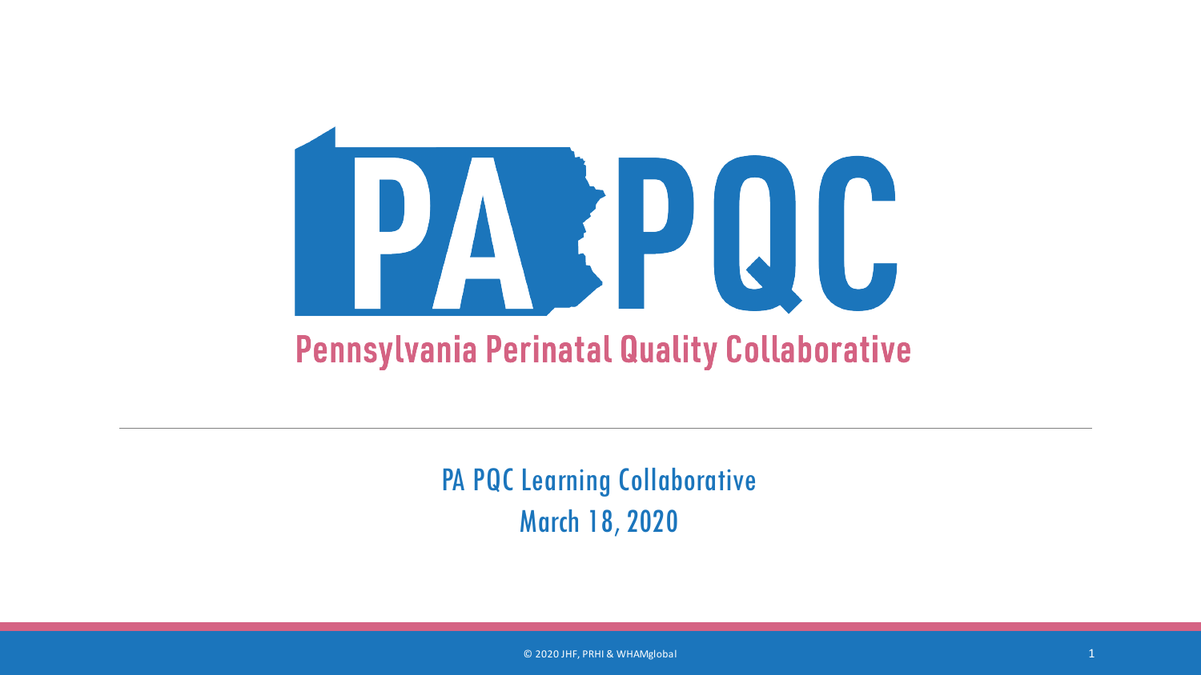# PA PQC

## Pennsylvania Perinatal Quality Collaborative

PA PQC Learning Collaborative

March 18, 2020

© 2020 JHF, PRHI & WHAMglobal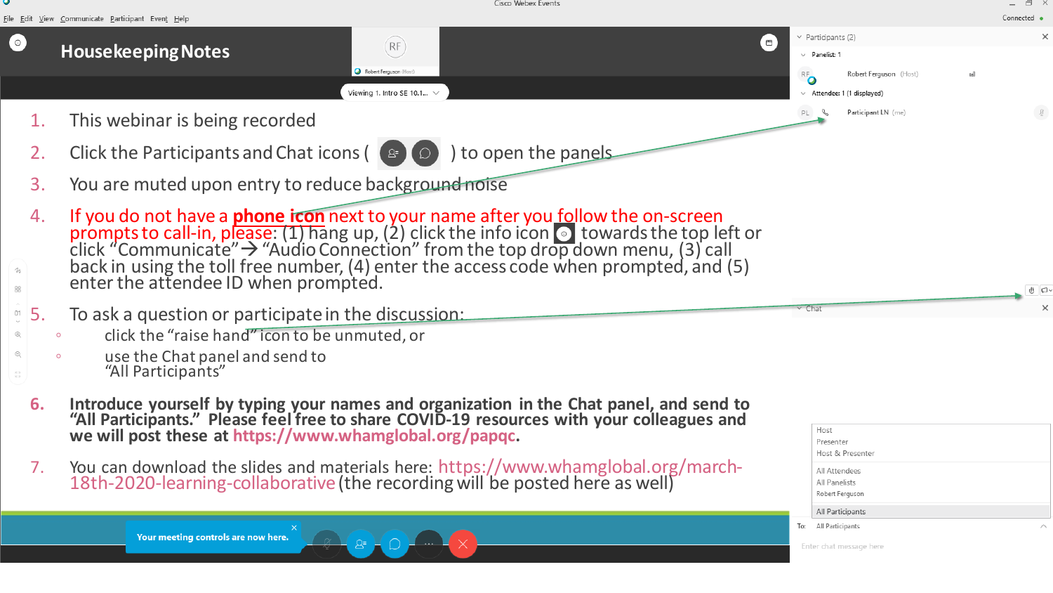# Housekeeping Notes

1. This webinar is being recorded
2. Click the Participants and Chat icons ( ) to open the panels
3. You are muted upon entry to reduce background noise
4. If you do not have a **phone icon** next to your name after you follow the on-screen prompts to call-in, please: (1) hang up, (2) click the info icon towards the top left or click "Communicate"→ "Audio Connection" from the top drop down menu, (3) call back in using the toll free number, (4) enter the access code when prompted, and (5) enter the attendee ID when prompted.
5. To ask a question or participate in the discussion:
   - click the "raise hand" icon to be unmuted, or
   - use the Chat panel and send to "All Participants"
6. **Introduce yourself by typing your names and organization in the Chat panel, and send to "All Participants." Please feel free to share COVID-19 resources with your colleagues and we will post these at https://www.whamglobal.org/papqc.**
7. You can download the slides and materials here: https://www.whamglobal.org/march-18th-2020-learning-collaborative (the recording will be posted here as well)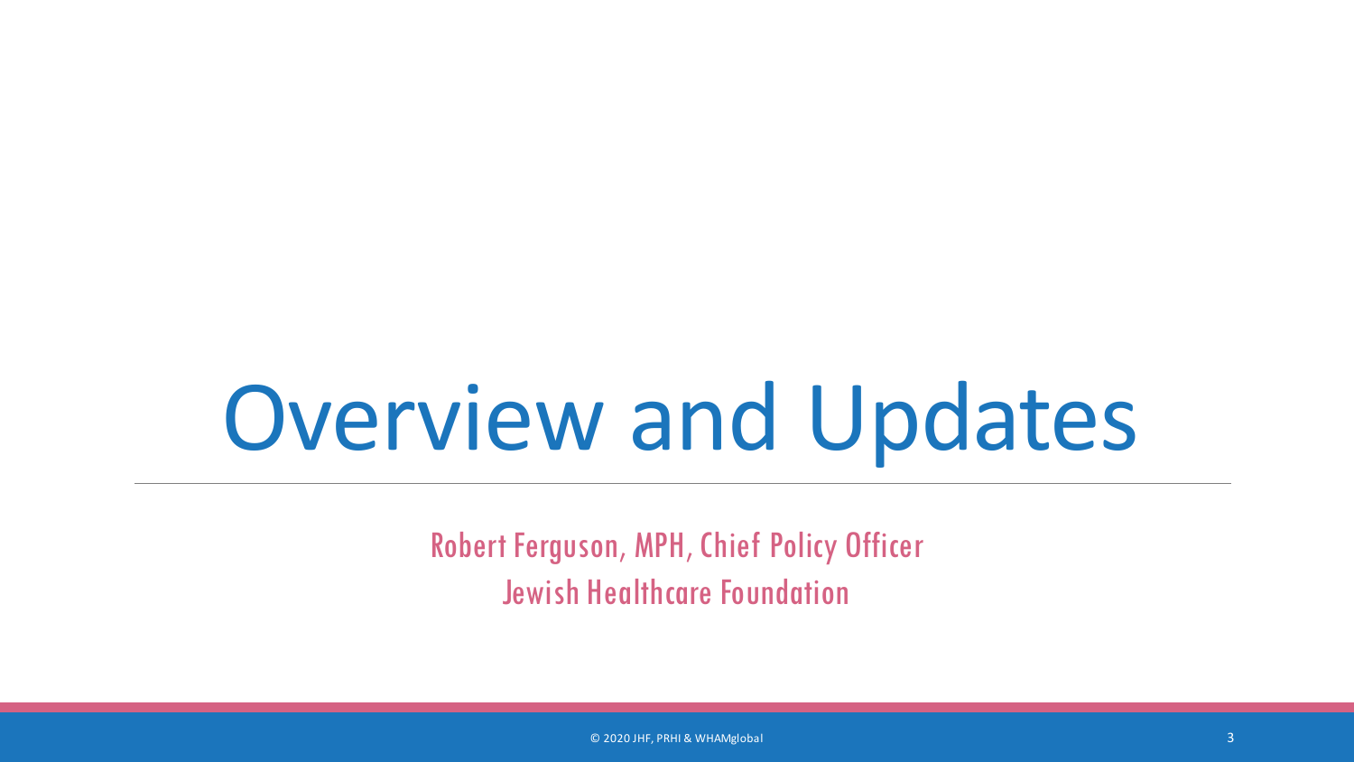# Overview and Updates

Robert Ferguson, MPH, Chief Policy Officer

Jewish Healthcare Foundation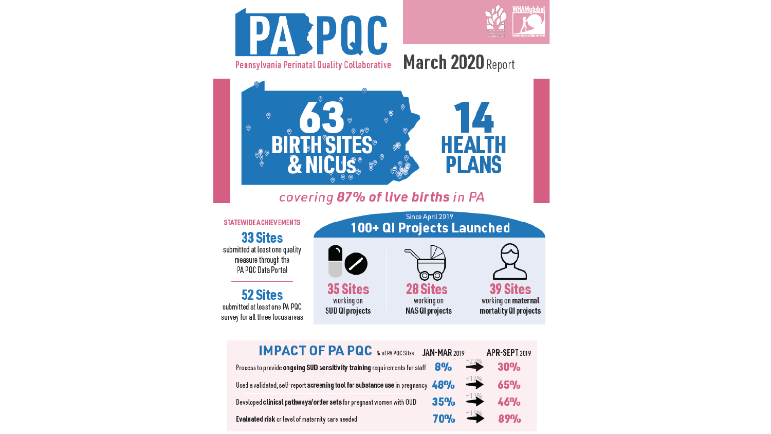# PA PQC

Pennsylvania Perinatal Quality Collaborative

## March 2020 Report

**63 BIRTH SITES & NICUs**

**14 HEALTH PLANS**

*covering **87% of live births** in PA*

### STATEWIDE ACHIEVEMENTS

**33 Sites** submitted at least one quality measure through the PA PQC Data Portal

**52 Sites** submitted at least one PA PQC survey for all three focus areas

### Since April 2019: 100+ QI Projects Launched

- **35 Sites** working on SUD QI projects
- **28 Sites** working on NAS QI projects
- **39 Sites** working on **maternal mortality** QI projects

### IMPACT OF PA PQC

| % of PA PQC Sites | JAN-MAR 2019 | Change | APR-SEPT 2019 |
|---|---|---|---|
| Process to provide **ongoing SUD sensitivity training** requirements for staff | 8% | +22% | 30% |
| Used a validated, self-report **screening tool for substance use** in pregnancy | 48% | +17% | 65% |
| Developed **clinical pathways/order sets** for pregnant women with OUD | 35% | +11% | 46% |
| **Evaluated risk** or level of maternity care needed | 70% | +19% | 89% |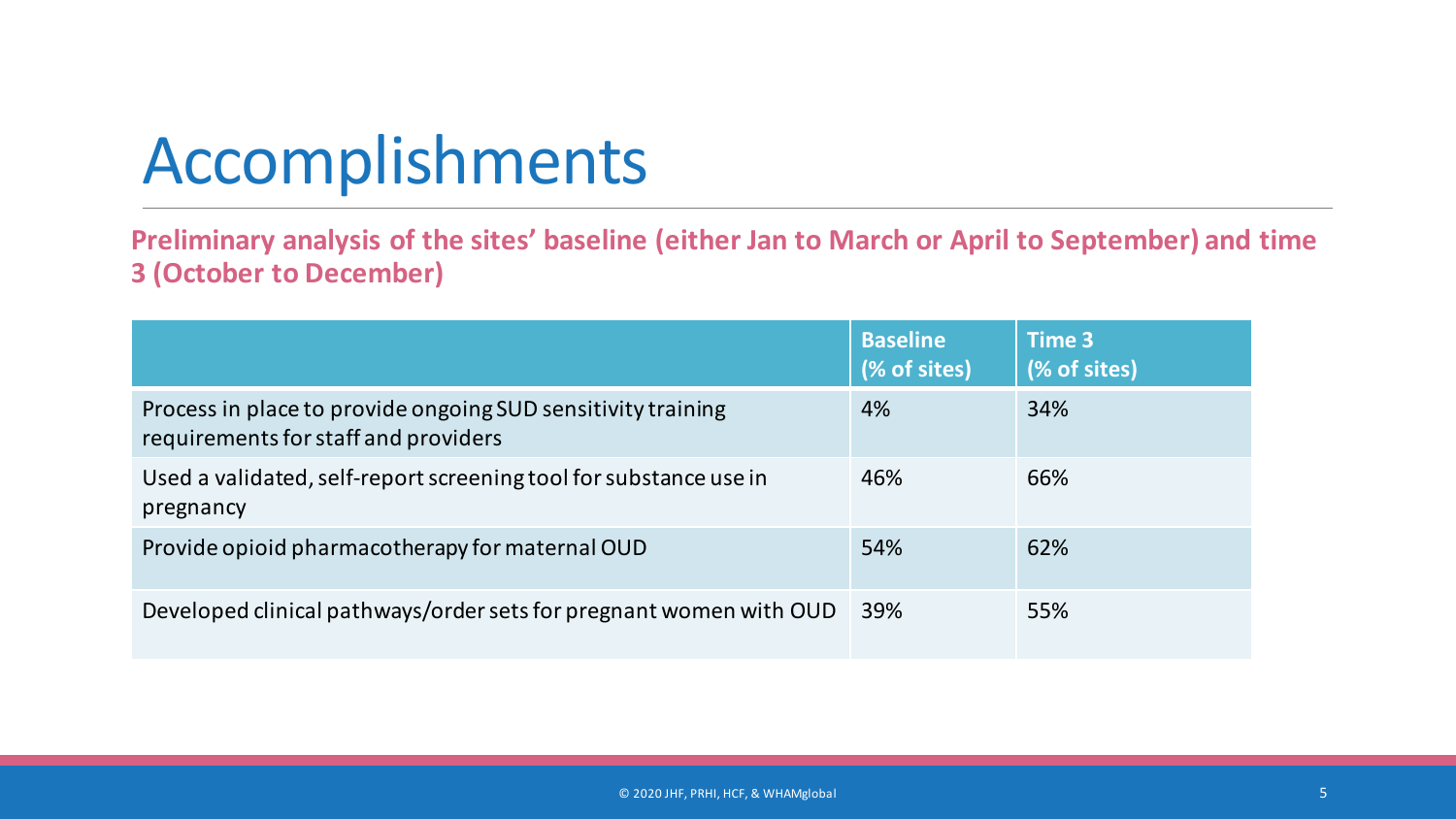# Accomplishments

**Preliminary analysis of the sites' baseline (either Jan to March or April to September) and time 3 (October to December)**

| | Baseline (% of sites) | Time 3 (% of sites) |
|---|---|---|
| Process in place to provide ongoing SUD sensitivity training requirements for staff and providers | 4% | 34% |
| Used a validated, self-report screening tool for substance use in pregnancy | 46% | 66% |
| Provide opioid pharmacotherapy for maternal OUD | 54% | 62% |
| Developed clinical pathways/order sets for pregnant women with OUD | 39% | 55% |

© 2020 JHF, PRHI, HCF, & WHAMglobal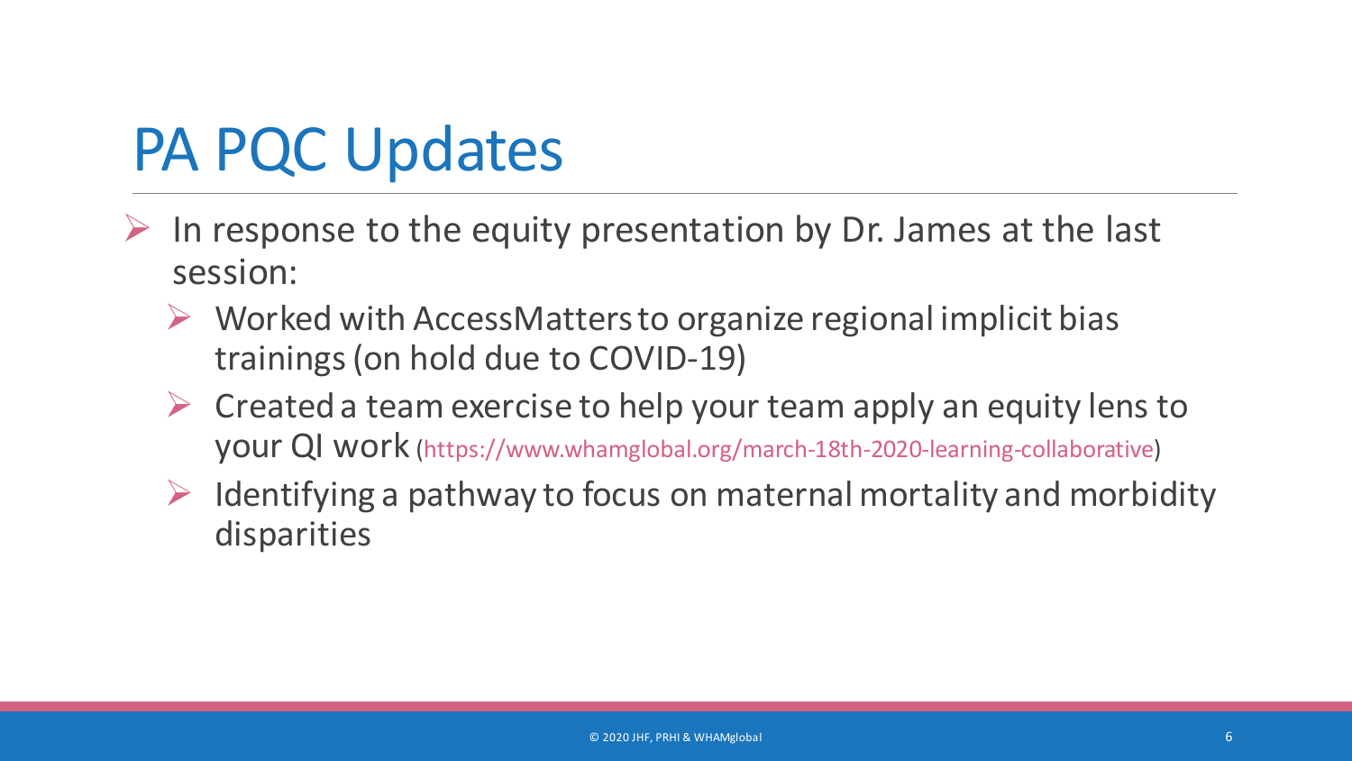# PA PQC Updates

- In response to the equity presentation by Dr. James at the last session:
  - Worked with AccessMatters to organize regional implicit bias trainings (on hold due to COVID-19)
  - Created a team exercise to help your team apply an equity lens to your QI work (https://www.whamglobal.org/march-18th-2020-learning-collaborative)
  - Identifying a pathway to focus on maternal mortality and morbidity disparities

© 2020 JHF, PRHI & WHAMglobal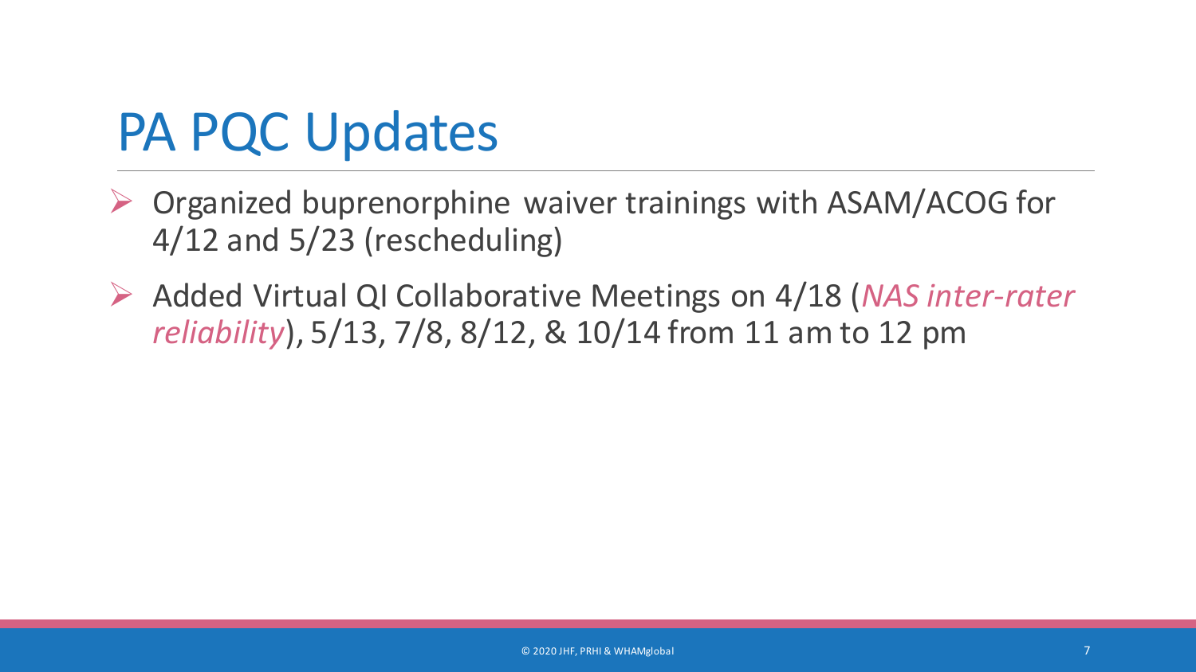# PA PQC Updates

- Organized buprenorphine waiver trainings with ASAM/ACOG for 4/12 and 5/23 (rescheduling)
- Added Virtual QI Collaborative Meetings on 4/18 (*NAS inter-rater reliability*), 5/13, 7/8, 8/12, & 10/14 from 11 am to 12 pm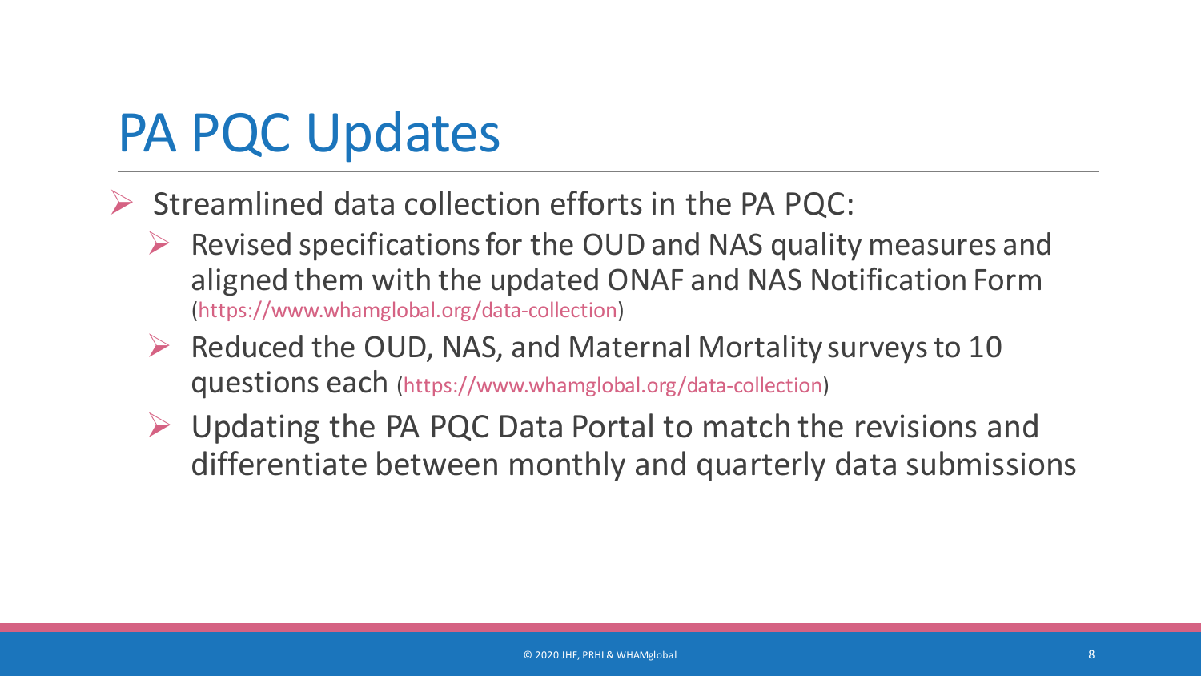# PA PQC Updates

- Streamlined data collection efforts in the PA PQC:
  - Revised specifications for the OUD and NAS quality measures and aligned them with the updated ONAF and NAS Notification Form (https://www.whamglobal.org/data-collection)
  - Reduced the OUD, NAS, and Maternal Mortality surveys to 10 questions each (https://www.whamglobal.org/data-collection)
  - Updating the PA PQC Data Portal to match the revisions and differentiate between monthly and quarterly data submissions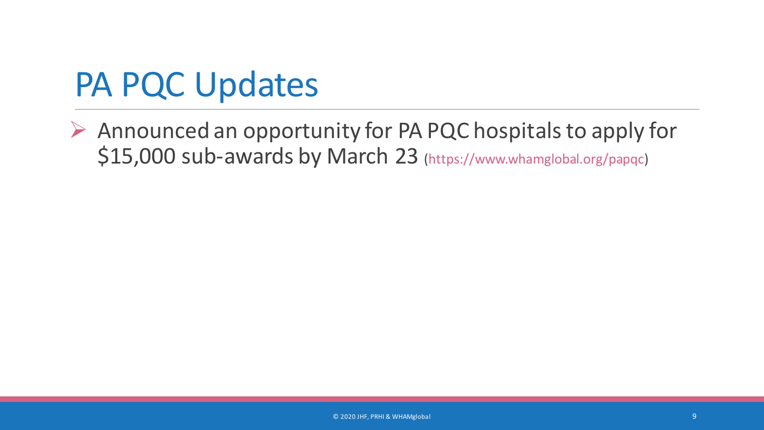# PA PQC Updates

- Announced an opportunity for PA PQC hospitals to apply for $15,000 sub-awards by March 23 (https://www.whamglobal.org/papqc)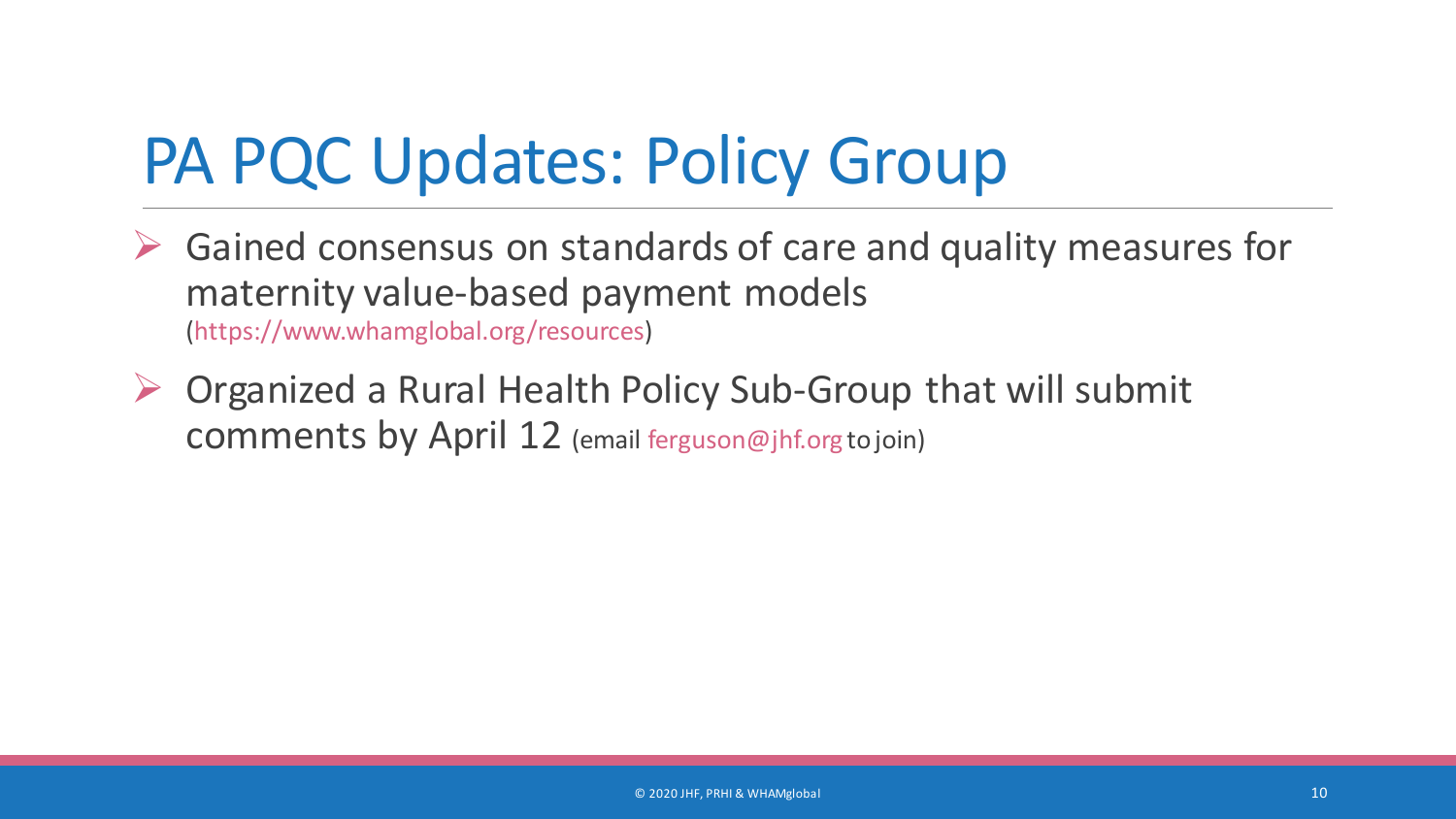# PA PQC Updates: Policy Group

- Gained consensus on standards of care and quality measures for maternity value-based payment models (https://www.whamglobal.org/resources)
- Organized a Rural Health Policy Sub-Group that will submit comments by April 12 (email ferguson@jhf.org to join)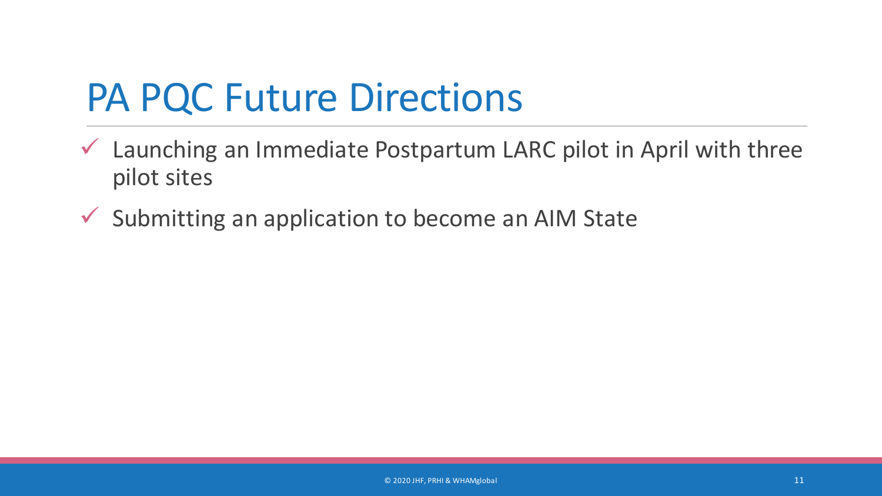# PA PQC Future Directions

- ✓ Launching an Immediate Postpartum LARC pilot in April with three pilot sites
- ✓ Submitting an application to become an AIM State

© 2020 JHF, PRHI & WHAMglobal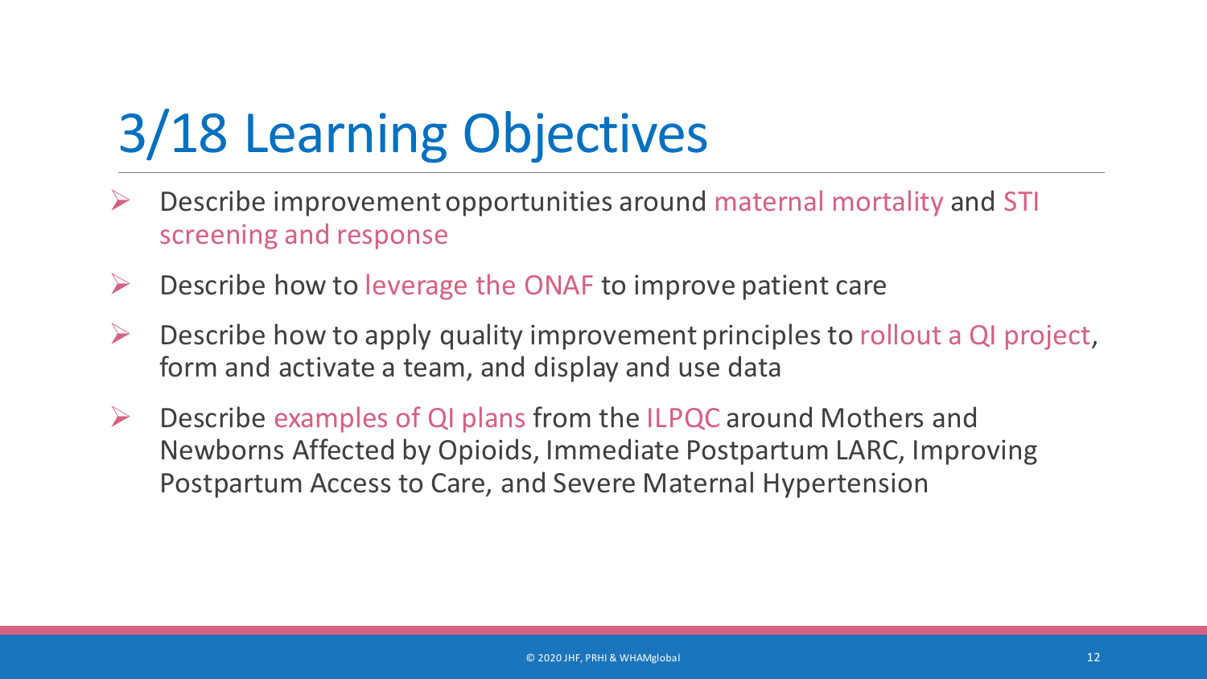# 3/18 Learning Objectives

- Describe improvement opportunities around maternal mortality and STI screening and response
- Describe how to leverage the ONAF to improve patient care
- Describe how to apply quality improvement principles to rollout a QI project, form and activate a team, and display and use data
- Describe examples of QI plans from the ILPQC around Mothers and Newborns Affected by Opioids, Immediate Postpartum LARC, Improving Postpartum Access to Care, and Severe Maternal Hypertension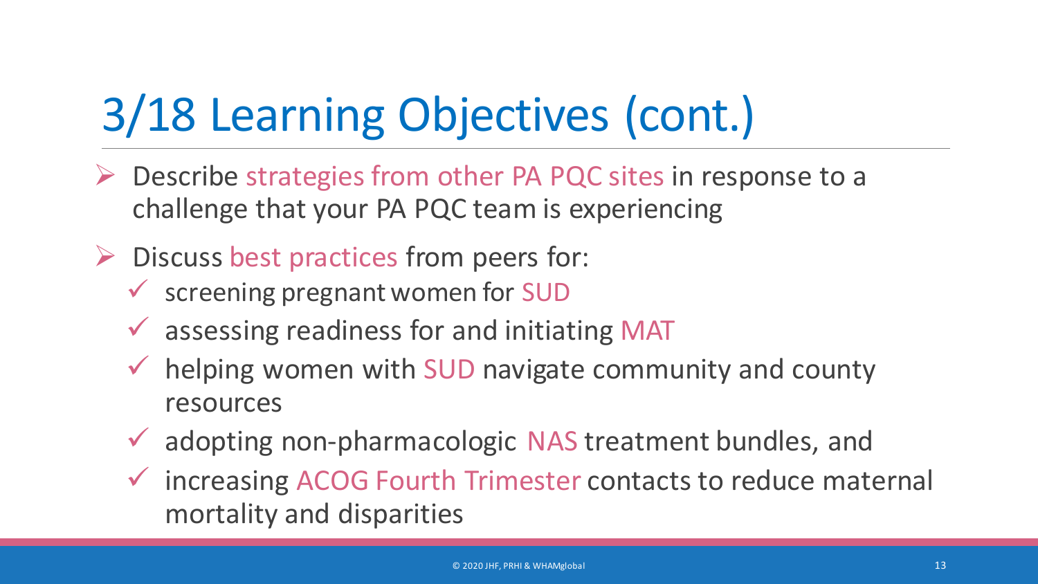# 3/18 Learning Objectives (cont.)

- Describe strategies from other PA PQC sites in response to a challenge that your PA PQC team is experiencing
- Discuss best practices from peers for:
  - ✓ screening pregnant women for SUD
  - ✓ assessing readiness for and initiating MAT
  - ✓ helping women with SUD navigate community and county resources
  - ✓ adopting non-pharmacologic NAS treatment bundles, and
  - ✓ increasing ACOG Fourth Trimester contacts to reduce maternal mortality and disparities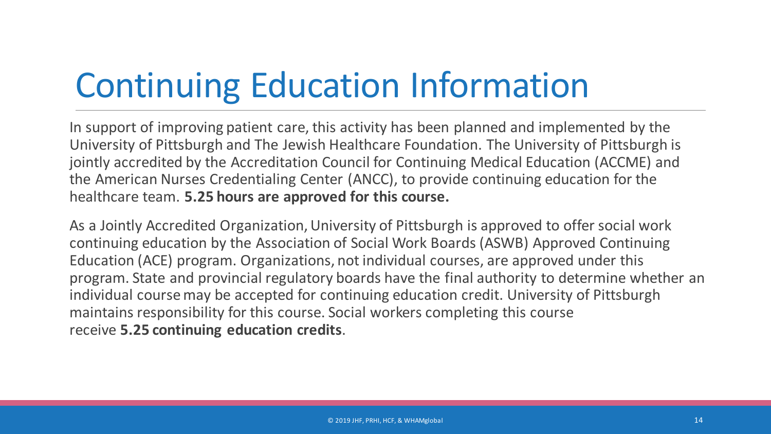# Continuing Education Information

In support of improving patient care, this activity has been planned and implemented by the University of Pittsburgh and The Jewish Healthcare Foundation. The University of Pittsburgh is jointly accredited by the Accreditation Council for Continuing Medical Education (ACCME) and the American Nurses Credentialing Center (ANCC), to provide continuing education for the healthcare team. **5.25 hours are approved for this course.**

As a Jointly Accredited Organization, University of Pittsburgh is approved to offer social work continuing education by the Association of Social Work Boards (ASWB) Approved Continuing Education (ACE) program. Organizations, not individual courses, are approved under this program. State and provincial regulatory boards have the final authority to determine whether an individual course may be accepted for continuing education credit. University of Pittsburgh maintains responsibility for this course. Social workers completing this course receive **5.25 continuing education credits**.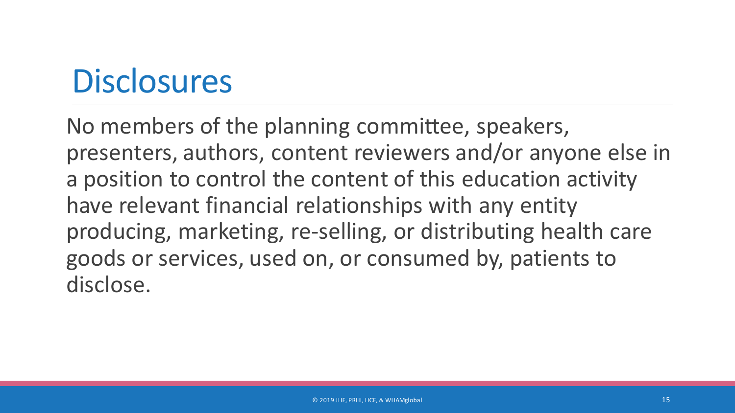# Disclosures

No members of the planning committee, speakers, presenters, authors, content reviewers and/or anyone else in a position to control the content of this education activity have relevant financial relationships with any entity producing, marketing, re-selling, or distributing health care goods or services, used on, or consumed by, patients to disclose.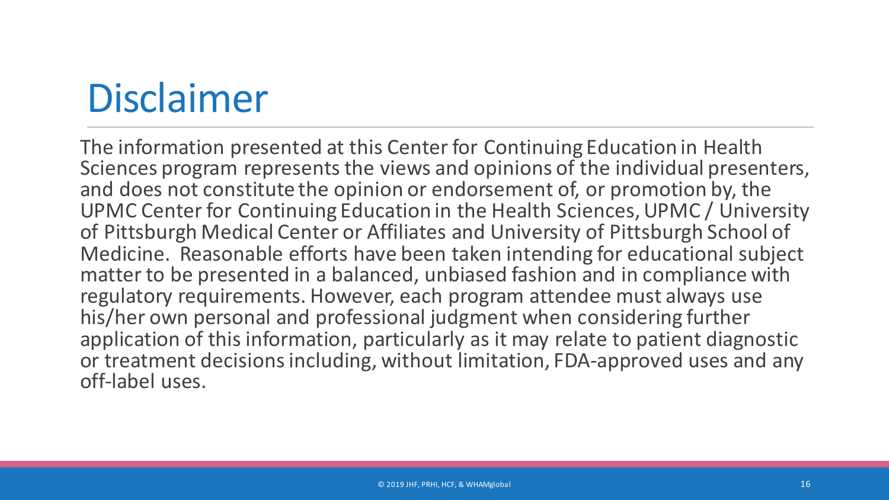# Disclaimer

The information presented at this Center for Continuing Education in Health Sciences program represents the views and opinions of the individual presenters, and does not constitute the opinion or endorsement of, or promotion by, the UPMC Center for Continuing Education in the Health Sciences, UPMC / University of Pittsburgh Medical Center or Affiliates and University of Pittsburgh School of Medicine. Reasonable efforts have been taken intending for educational subject matter to be presented in a balanced, unbiased fashion and in compliance with regulatory requirements. However, each program attendee must always use his/her own personal and professional judgment when considering further application of this information, particularly as it may relate to patient diagnostic or treatment decisions including, without limitation, FDA-approved uses and any off-label uses.